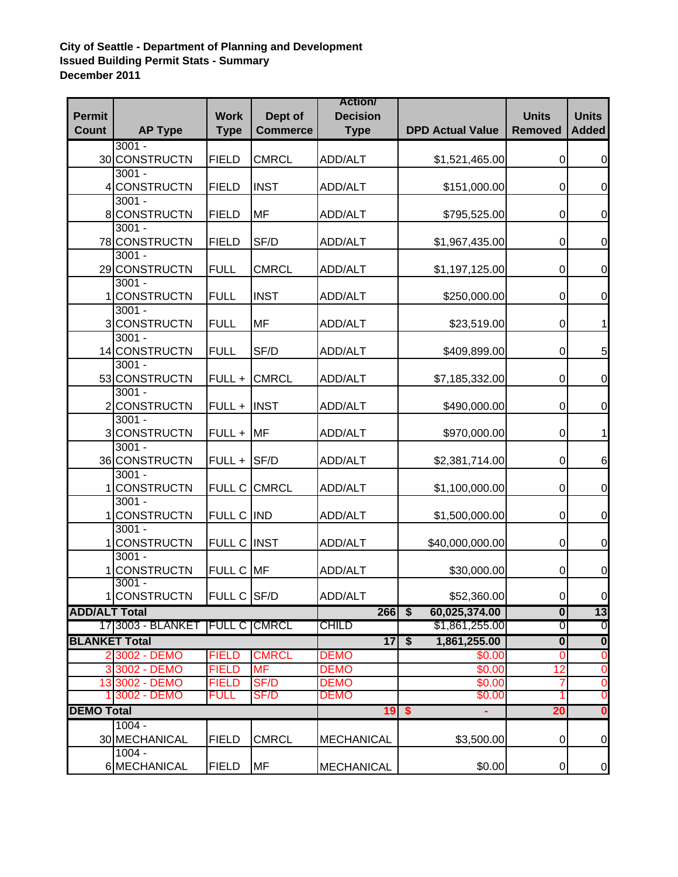**City of Seattle - Department of Planning and Development**
**Issued Building Permit Stats - Summary**
**December 2011**

| Permit Count | AP Type | Work Type | Dept of Commerce | Action/ Decision Type | DPD Actual Value | Units Removed | Units Added |
|---|---|---|---|---|---|---|---|
| 30 | 3001 - CONSTRUCTN | FIELD | CMRCL | ADD/ALT | $1,521,465.00 | 0 | 0 |
| 4 | 3001 - CONSTRUCTN | FIELD | INST | ADD/ALT | $151,000.00 | 0 | 0 |
| 8 | 3001 - CONSTRUCTN | FIELD | MF | ADD/ALT | $795,525.00 | 0 | 0 |
| 78 | 3001 - CONSTRUCTN | FIELD | SF/D | ADD/ALT | $1,967,435.00 | 0 | 0 |
| 29 | 3001 - CONSTRUCTN | FULL | CMRCL | ADD/ALT | $1,197,125.00 | 0 | 0 |
| 1 | 3001 - CONSTRUCTN | FULL | INST | ADD/ALT | $250,000.00 | 0 | 0 |
| 3 | 3001 - CONSTRUCTN | FULL | MF | ADD/ALT | $23,519.00 | 0 | 1 |
| 14 | 3001 - CONSTRUCTN | FULL | SF/D | ADD/ALT | $409,899.00 | 0 | 5 |
| 53 | 3001 - CONSTRUCTN | FULL + | CMRCL | ADD/ALT | $7,185,332.00 | 0 | 0 |
| 2 | 3001 - CONSTRUCTN | FULL + | INST | ADD/ALT | $490,000.00 | 0 | 0 |
| 3 | 3001 - CONSTRUCTN | FULL + | MF | ADD/ALT | $970,000.00 | 0 | 1 |
| 36 | 3001 - CONSTRUCTN | FULL + | SF/D | ADD/ALT | $2,381,714.00 | 0 | 6 |
| 1 | 3001 - CONSTRUCTN | FULL C | CMRCL | ADD/ALT | $1,100,000.00 | 0 | 0 |
| 1 | 3001 - CONSTRUCTN | FULL C | IND | ADD/ALT | $1,500,000.00 | 0 | 0 |
| 1 | 3001 - CONSTRUCTN | FULL C | INST | ADD/ALT | $40,000,000.00 | 0 | 0 |
| 1 | 3001 - CONSTRUCTN | FULL C | MF | ADD/ALT | $30,000.00 | 0 | 0 |
| 1 | 3001 - CONSTRUCTN | FULL C | SF/D | ADD/ALT | $52,360.00 | 0 | 0 |
| **ADD/ALT Total** | | | | **266** | **$ 60,025,374.00** | **0** | **13** |
| 17 | 3003 - BLANKET | FULL C | CMRCL | CHILD | $1,861,255.00 | 0 | 0 |
| **BLANKET Total** | | | | **17** | **$ 1,861,255.00** | **0** | **0** |
| 2 | 3002 - DEMO | FIELD | CMRCL | DEMO | $0.00 | 0 | 0 |
| 3 | 3002 - DEMO | FIELD | MF | DEMO | $0.00 | 12 | 0 |
| 13 | 3002 - DEMO | FIELD | SF/D | DEMO | $0.00 | 7 | 0 |
| 1 | 3002 - DEMO | FULL | SF/D | DEMO | $0.00 | 1 | 0 |
| **DEMO Total** | | | | **19** | **$ -** | **20** | **0** |
| 30 | 1004 - MECHANICAL | FIELD | CMRCL | MECHANICAL | $3,500.00 | 0 | 0 |
| 6 | 1004 - MECHANICAL | FIELD | MF | MECHANICAL | $0.00 | 0 | 0 |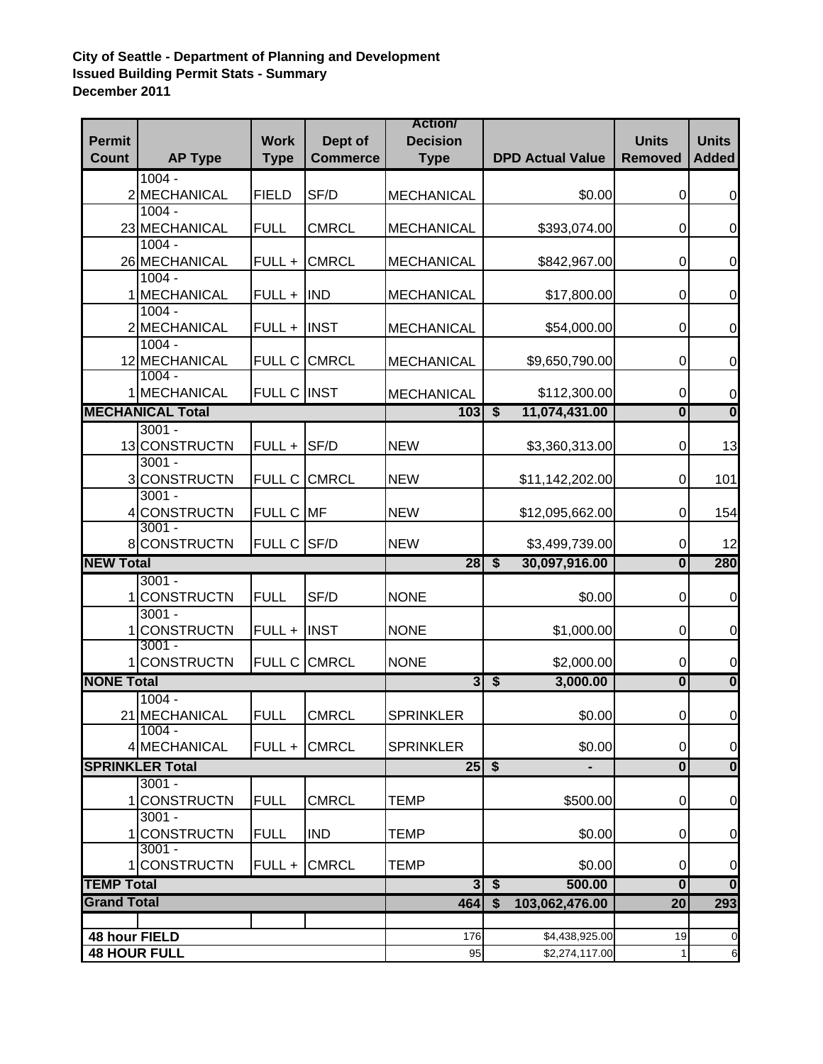**City of Seattle - Department of Planning and Development**
**Issued Building Permit Stats - Summary**
**December 2011**

| Permit Count | AP Type | Work Type | Dept of Commerce | Action/ Decision Type | DPD Actual Value | Units Removed | Units Added |
|---|---|---|---|---|---|---|---|
| 2 | 1004 - MECHANICAL | FIELD | SF/D | MECHANICAL | $0.00 | 0 | 0 |
| 23 | 1004 - MECHANICAL | FULL | CMRCL | MECHANICAL | $393,074.00 | 0 | 0 |
| 26 | 1004 - MECHANICAL | FULL + | CMRCL | MECHANICAL | $842,967.00 | 0 | 0 |
| 1 | 1004 - MECHANICAL | FULL + | IND | MECHANICAL | $17,800.00 | 0 | 0 |
| 2 | 1004 - MECHANICAL | FULL + | INST | MECHANICAL | $54,000.00 | 0 | 0 |
| 12 | 1004 - MECHANICAL | FULL C | CMRCL | MECHANICAL | $9,650,790.00 | 0 | 0 |
| 1 | 1004 - MECHANICAL | FULL C | INST | MECHANICAL | $112,300.00 | 0 | 0 |
| **MECHANICAL Total** | | | | **103** | **$ 11,074,431.00** | **0** | **0** |
| 13 | 3001 - CONSTRUCTN | FULL + | SF/D | NEW | $3,360,313.00 | 0 | 13 |
| 3 | 3001 - CONSTRUCTN | FULL C | CMRCL | NEW | $11,142,202.00 | 0 | 101 |
| 4 | 3001 - CONSTRUCTN | FULL C | MF | NEW | $12,095,662.00 | 0 | 154 |
| 8 | 3001 - CONSTRUCTN | FULL C | SF/D | NEW | $3,499,739.00 | 0 | 12 |
| **NEW Total** | | | | **28** | **$ 30,097,916.00** | **0** | **280** |
| 1 | 3001 - CONSTRUCTN | FULL | SF/D | NONE | $0.00 | 0 | 0 |
| 1 | 3001 - CONSTRUCTN | FULL + | INST | NONE | $1,000.00 | 0 | 0 |
| 1 | 3001 - CONSTRUCTN | FULL C | CMRCL | NONE | $2,000.00 | 0 | 0 |
| **NONE Total** | | | | **3** | **$ 3,000.00** | **0** | **0** |
| 21 | 1004 - MECHANICAL | FULL | CMRCL | SPRINKLER | $0.00 | 0 | 0 |
| 4 | 1004 - MECHANICAL | FULL + | CMRCL | SPRINKLER | $0.00 | 0 | 0 |
| **SPRINKLER Total** | | | | **25** | **$ -** | **0** | **0** |
| 1 | 3001 - CONSTRUCTN | FULL | CMRCL | TEMP | $500.00 | 0 | 0 |
| 1 | 3001 - CONSTRUCTN | FULL | IND | TEMP | $0.00 | 0 | 0 |
| 1 | 3001 - CONSTRUCTN | FULL + | CMRCL | TEMP | $0.00 | 0 | 0 |
| **TEMP Total** | | | | **3** | **$ 500.00** | **0** | **0** |
| **Grand Total** | | | | **464** | **$ 103,062,476.00** | **20** | **293** |
| | | | | | | | |
| **48 hour FIELD** | | | | 176 | $4,438,925.00 | 19 | 0 |
| **48 HOUR FULL** | | | | 95 | $2,274,117.00 | 1 | 6 |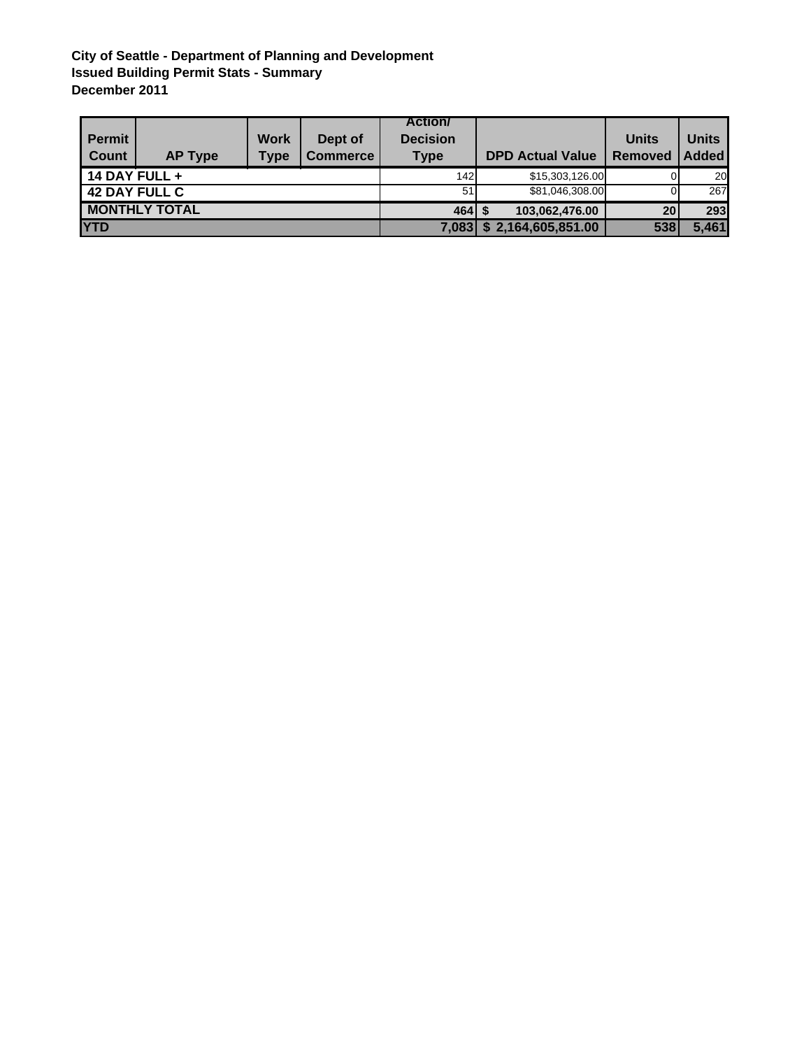**City of Seattle - Department of Planning and Development**
**Issued Building Permit Stats - Summary**
**December 2011**

| Permit Count | AP Type | Work Type | Dept of Commerce | Action/ Decision Type | DPD Actual Value | Units Removed | Units Added |
|---|---|---|---|---|---|---|---|
| **14 DAY FULL +** | | | | 142 | $15,303,126.00 | 0 | 20 |
| **42 DAY FULL C** | | | | 51 | $81,046,308.00 | 0 | 267 |
| **MONTHLY TOTAL** | | | | **464** | **$ 103,062,476.00** | **20** | **293** |
| **YTD** | | | | **7,083** | **$ 2,164,605,851.00** | **538** | **5,461** |